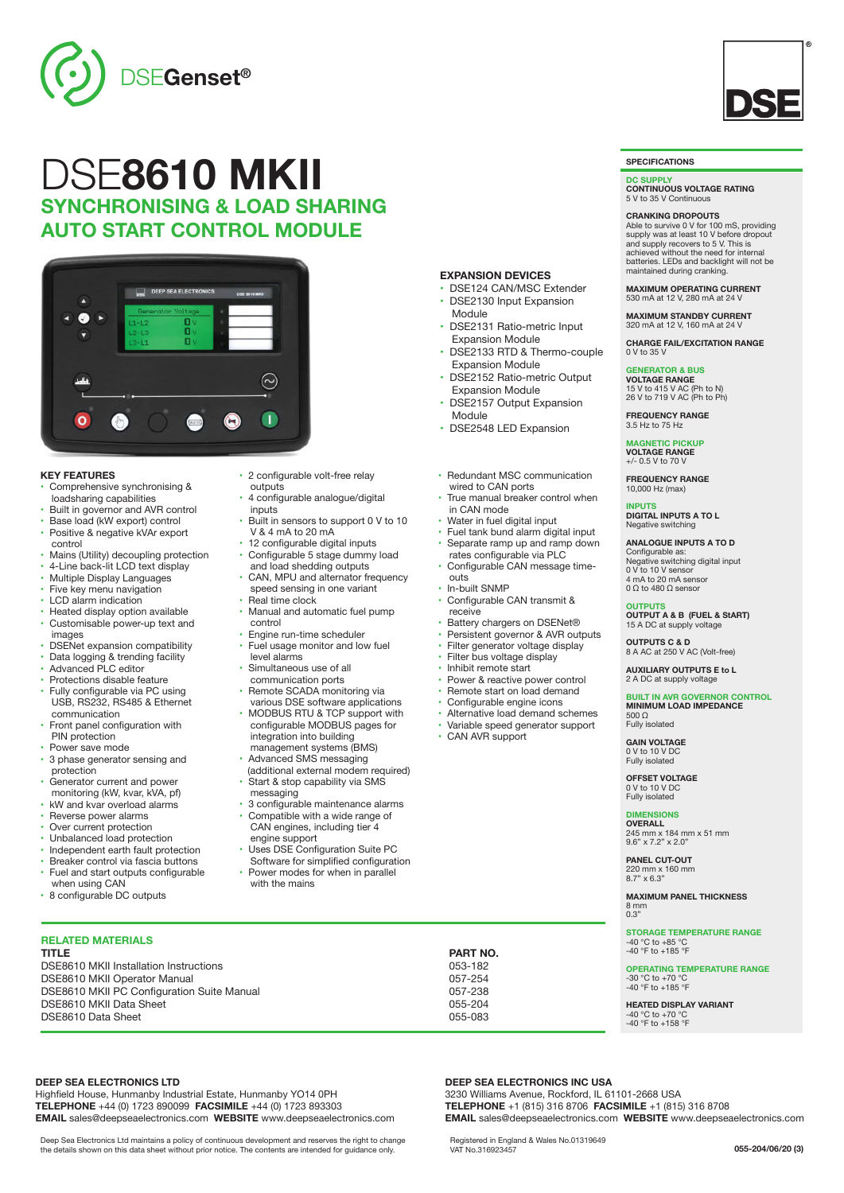DSEGenset®

# DSE8610 MKII

## SYNCHRONISING & LOAD SHARING AUTO START CONTROL MODULE

### EXPANSION DEVICES

- DSE124 CAN/MSC Extender
- DSE2130 Input Expansion Module
- DSE2131 Ratio-metric Input Expansion Module
- DSE2133 RTD & Thermo-couple Expansion Module
- DSE2152 Ratio-metric Output Expansion Module
- DSE2157 Output Expansion Module
- DSE2548 LED Expansion

### KEY FEATURES

- Comprehensive synchronising & loadsharing capabilities
- Built in governor and AVR control
- Base load (kW export) control
- Positive & negative kVAr export control
- Mains (Utility) decoupling protection
- 4-Line back-lit LCD text display
- Multiple Display Languages
- Five key menu navigation
- LCD alarm indication
- Heated display option available
- Customisable power-up text and images
- DSENet expansion compatibility
- Data logging & trending facility
- Advanced PLC editor
- Protections disable feature
- Fully configurable via PC using USB, RS232, RS485 & Ethernet communication
- Front panel configuration with PIN protection
- Power save mode
- 3 phase generator sensing and protection
- Generator current and power monitoring (kW, kvar, kVA, pf)
- kW and kvar overload alarms
- Reverse power alarms
- Over current protection
- Unbalanced load protection
- Independent earth fault protection
- Breaker control via fascia buttons
- Fuel and start outputs configurable when using CAN
- 8 configurable DC outputs
- 2 configurable volt-free relay outputs
- 4 configurable analogue/digital inputs
- Built in sensors to support 0 V to 10 V & 4 mA to 20 mA
- 12 configurable digital inputs
- Configurable 5 stage dummy load and load shedding outputs
- CAN, MPU and alternator frequency speed sensing in one variant
- Real time clock
- Manual and automatic fuel pump control
- Engine run-time scheduler
- Fuel usage monitor and low fuel level alarms
- Simultaneous use of all communication ports
- Remote SCADA monitoring via various DSE software applications
- MODBUS RTU & TCP support with configurable MODBUS pages for integration into building management systems (BMS)
- Advanced SMS messaging (additional external modem required)
- Start & stop capability via SMS messaging
- 3 configurable maintenance alarms
- Compatible with a wide range of CAN engines, including tier 4 engine support
- Uses DSE Configuration Suite PC Software for simplified configuration
- Power modes for when in parallel with the mains
- Redundant MSC communication wired to CAN ports
- True manual breaker control when in CAN mode
- Water in fuel digital input
- Fuel tank bund alarm digital input
- Separate ramp up and ramp down rates configurable via PLC
- Configurable CAN message time-outs
- In-built SNMP
- Configurable CAN transmit & receive
- Battery chargers on DSENet®
- Persistent governor & AVR outputs
- Filter generator voltage display
- Filter bus voltage display
- Inhibit remote start
- Power & reactive power control
- Remote start on load demand
- Configurable engine icons
- Alternative load demand schemes
- Variable speed generator support
- CAN AVR support

### RELATED MATERIALS

| TITLE | PART NO. |
|---|---|
| DSE8610 MKII Installation Instructions | 053-182 |
| DSE8610 MKII Operator Manual | 057-254 |
| DSE8610 MKII PC Configuration Suite Manual | 057-238 |
| DSE8610 MKII Data Sheet | 055-204 |
| DSE8610 Data Sheet | 055-083 |

### SPECIFICATIONS

**DC SUPPLY**

**CONTINUOUS VOLTAGE RATING**
5 V to 35 V Continuous

**CRANKING DROPOUTS**
Able to survive 0 V for 100 mS, providing supply was at least 10 V before dropout and supply recovers to 5 V. This is achieved without the need for internal batteries. LEDs and backlight will not be maintained during cranking.

**MAXIMUM OPERATING CURRENT**
530 mA at 12 V, 280 mA at 24 V

**MAXIMUM STANDBY CURRENT**
320 mA at 12 V, 160 mA at 24 V

**CHARGE FAIL/EXCITATION RANGE**
0 V to 35 V

**GENERATOR & BUS**

**VOLTAGE RANGE**
15 V to 415 V AC (Ph to N)
26 V to 719 V AC (Ph to Ph)

**FREQUENCY RANGE**
3.5 Hz to 75 Hz

**MAGNETIC PICKUP**

**VOLTAGE RANGE**
+/- 0.5 V to 70 V

**FREQUENCY RANGE**
10,000 Hz (max)

**INPUTS**

**DIGITAL INPUTS A TO L**
Negative switching

**ANALOGUE INPUTS A TO D**
Configurable as:
Negative switching digital input
0 V to 10 V sensor
4 mA to 20 mA sensor
0 Ω to 480 Ω sensor

**OUTPUTS**

**OUTPUT A & B (FUEL & StART)**
15 A DC at supply voltage

**OUTPUTS C & D**
8 A AC at 250 V AC (Volt-free)

**AUXILIARY OUTPUTS E to L**
2 A DC at supply voltage

**BUILT IN AVR GOVERNOR CONTROL**

**MINIMUM LOAD IMPEDANCE**
500 Ω
Fully isolated

**GAIN VOLTAGE**
0 V to 10 V DC
Fully isolated

**OFFSET VOLTAGE**
0 V to 10 V DC
Fully isolated

**DIMENSIONS**

**OVERALL**
245 mm x 184 mm x 51 mm
9.6" x 7.2" x 2.0"

**PANEL CUT-OUT**
220 mm x 160 mm
8.7" x 6.3"

**MAXIMUM PANEL THICKNESS**
8 mm
0.3"

**STORAGE TEMPERATURE RANGE**
-40 °C to +85 °C
-40 °F to +185 °F

**OPERATING TEMPERATURE RANGE**
-30 °C to +70 °C
-40 °F to +185 °F

**HEATED DISPLAY VARIANT**
-40 °C to +70 °C
-40 °F to +158 °F

**DEEP SEA ELECTRONICS LTD**
Highfield House, Hunmanby Industrial Estate, Hunmanby YO14 0PH
**TELEPHONE** +44 (0) 1723 890099 **FACSIMILE** +44 (0) 1723 893303
**EMAIL** sales@deepseaelectronics.com **WEBSITE** www.deepseaelectronics.com

**DEEP SEA ELECTRONICS INC USA**
3230 Williams Avenue, Rockford, IL 61101-2668 USA
**TELEPHONE** +1 (815) 316 8706 **FACSIMILE** +1 (815) 316 8708
**EMAIL** sales@deepseaelectronics.com **WEBSITE** www.deepseaelectronics.com

Deep Sea Electronics Ltd maintains a policy of continuous development and reserves the right to change the details shown on this data sheet without prior notice. The contents are intended for guidance only.

Registered in England & Wales No.01319649
VAT No.316923457

055-204/06/20 (3)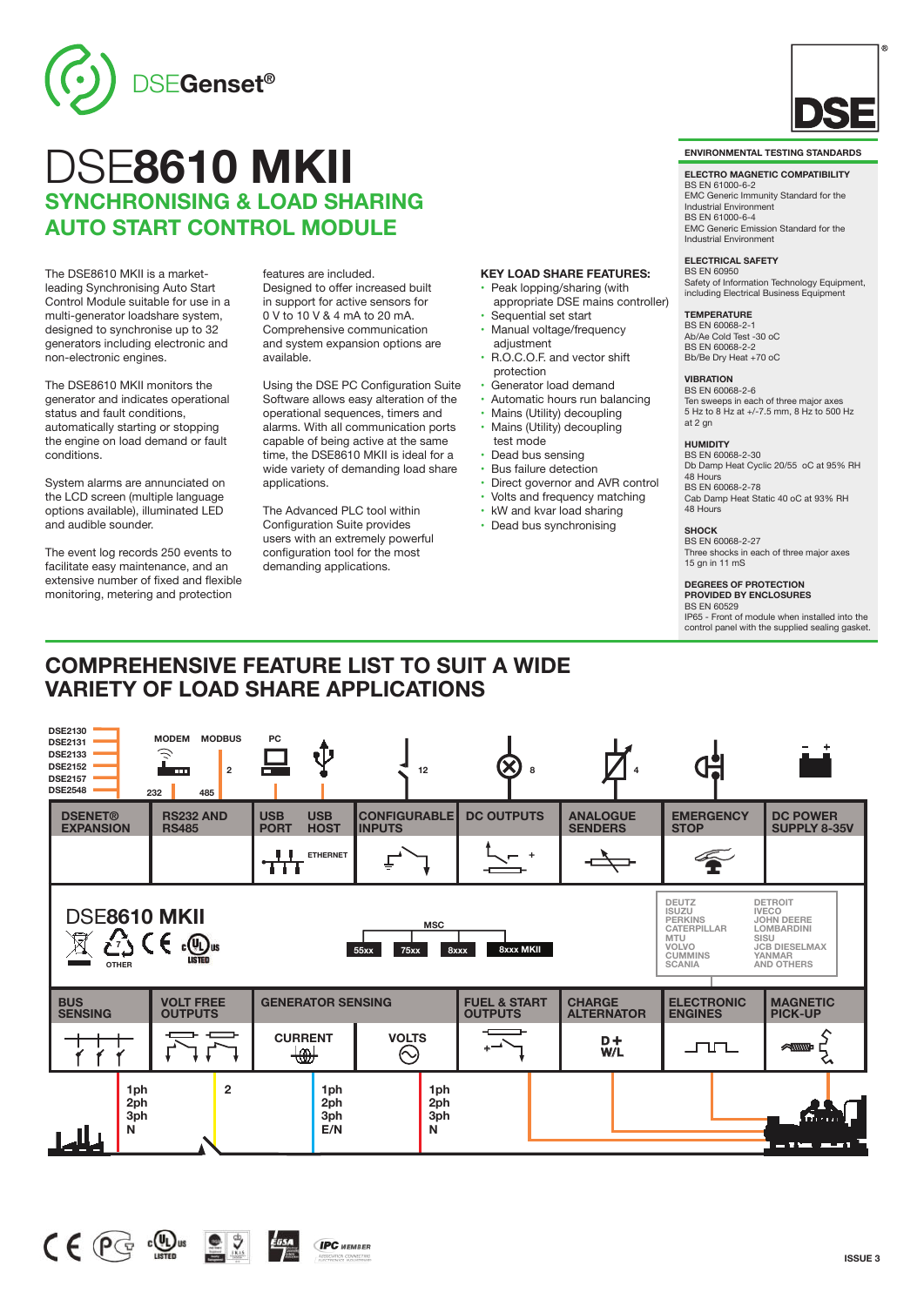DSEGenset®

# DSE8610 MKII

## SYNCHRONISING & LOAD SHARING AUTO START CONTROL MODULE

The DSE8610 MKII is a market-leading Synchronising Auto Start Control Module suitable for use in a multi-generator loadshare system, designed to synchronise up to 32 generators including electronic and non-electronic engines.

The DSE8610 MKII monitors the generator and indicates operational status and fault conditions, automatically starting or stopping the engine on load demand or fault conditions.

System alarms are annunciated on the LCD screen (multiple language options available), illuminated LED and audible sounder.

The event log records 250 events to facilitate easy maintenance, and an extensive number of fixed and flexible monitoring, metering and protection features are included.

Designed to offer increased built in support for active sensors for 0 V to 10 V & 4 mA to 20 mA. Comprehensive communication and system expansion options are available.

Using the DSE PC Configuration Suite Software allows easy alteration of the operational sequences, timers and alarms. With all communication ports capable of being active at the same time, the DSE8610 MKII is ideal for a wide variety of demanding load share applications.

The Advanced PLC tool within Configuration Suite provides users with an extremely powerful configuration tool for the most demanding applications.

### KEY LOAD SHARE FEATURES:

- Peak lopping/sharing (with appropriate DSE mains controller)
- Sequential set start
- Manual voltage/frequency adjustment
- R.O.C.O.F. and vector shift protection
- Generator load demand
- Automatic hours run balancing
- Mains (Utility) decoupling
- Mains (Utility) decoupling test mode
- Dead bus sensing
- Bus failure detection
- Direct governor and AVR control
- Volts and frequency matching
- kW and kvar load sharing
- Dead bus synchronising

### ENVIRONMENTAL TESTING STANDARDS

**ELECTRO MAGNETIC COMPATIBILITY**
BS EN 61000-6-2
EMC Generic Immunity Standard for the Industrial Environment
BS EN 61000-6-4
EMC Generic Emission Standard for the Industrial Environment

**ELECTRICAL SAFETY**
BS EN 60950
Safety of Information Technology Equipment, including Electrical Business Equipment

**TEMPERATURE**
BS EN 60068-2-1
Ab/Ae Cold Test -30 oC
BS EN 60068-2-2
Bb/Be Dry Heat +70 oC

**VIBRATION**
BS EN 60068-2-6
Ten sweeps in each of three major axes
5 Hz to 8 Hz at +/-7.5 mm, 8 Hz to 500 Hz at 2 gn

**HUMIDITY**
BS EN 60068-2-30
Db Damp Heat Cyclic 20/55 oC at 95% RH 48 Hours
BS EN 60068-2-78
Cab Damp Heat Static 40 oC at 93% RH 48 Hours

**SHOCK**
BS EN 60068-2-27
Three shocks in each of three major axes
15 gn in 11 mS

**DEGREES OF PROTECTION PROVIDED BY ENCLOSURES**
BS EN 60529
IP65 - Front of module when installed into the control panel with the supplied sealing gasket.

## COMPREHENSIVE FEATURE LIST TO SUIT A WIDE VARIETY OF LOAD SHARE APPLICATIONS

DSE2130
DSE2131
DSE2133
DSE2152
DSE2157
DSE2548

MODEM MODBUS
232 485 2
PC
12
8
4

DSENET® EXPANSION | RS232 AND RS485 | USB PORT | USB HOST | ETHERNET | CONFIGURABLE INPUTS | DC OUTPUTS | ANALOGUE SENDERS | EMERGENCY STOP | DC POWER SUPPLY 8-35V

DSE8610 MKII
OTHER
MSC
55xx 75xx 8xxx 8xxx MKII

DEUTZ
ISUZU
PERKINS
CATERPILLAR
MTU
VOLVO
CUMMINS
SCANIA
DETROIT
IVECO
JOHN DEERE
LOMBARDINI
SISU
JCB DIESELMAX
YANMAR
AND OTHERS

BUS SENSING | VOLT FREE OUTPUTS | GENERATOR SENSING (CURRENT, VOLTS) | FUEL & START OUTPUTS | CHARGE ALTERNATOR (D+ W/L) | ELECTRONIC ENGINES | MAGNETIC PICK-UP

1ph 2ph 3ph N
2
1ph 2ph 3ph E/N
1ph 2ph 3ph N

ISSUE 3